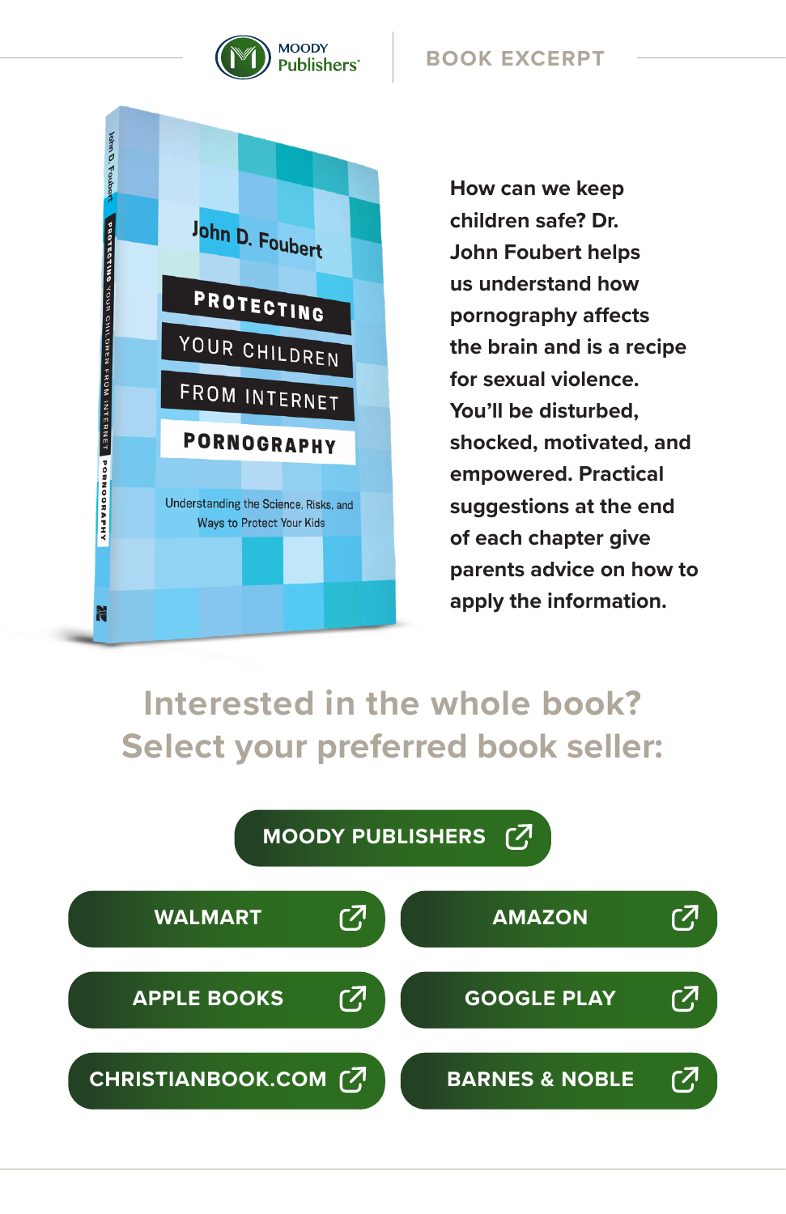MOODY Publishers

BOOK EXCERPT

John D. Foubert

# PROTECTING YOUR CHILDREN FROM INTERNET PORNOGRAPHY

Understanding the Science, Risks, and Ways to Protect Your Kids

How can we keep children safe? Dr. John Foubert helps us understand how pornography affects the brain and is a recipe for sexual violence. You'll be disturbed, shocked, motivated, and empowered. Practical suggestions at the end of each chapter give parents advice on how to apply the information.

## Interested in the whole book? Select your preferred book seller:

- MOODY PUBLISHERS
- WALMART
- AMAZON
- APPLE BOOKS
- GOOGLE PLAY
- CHRISTIANBOOK.COM
- BARNES & NOBLE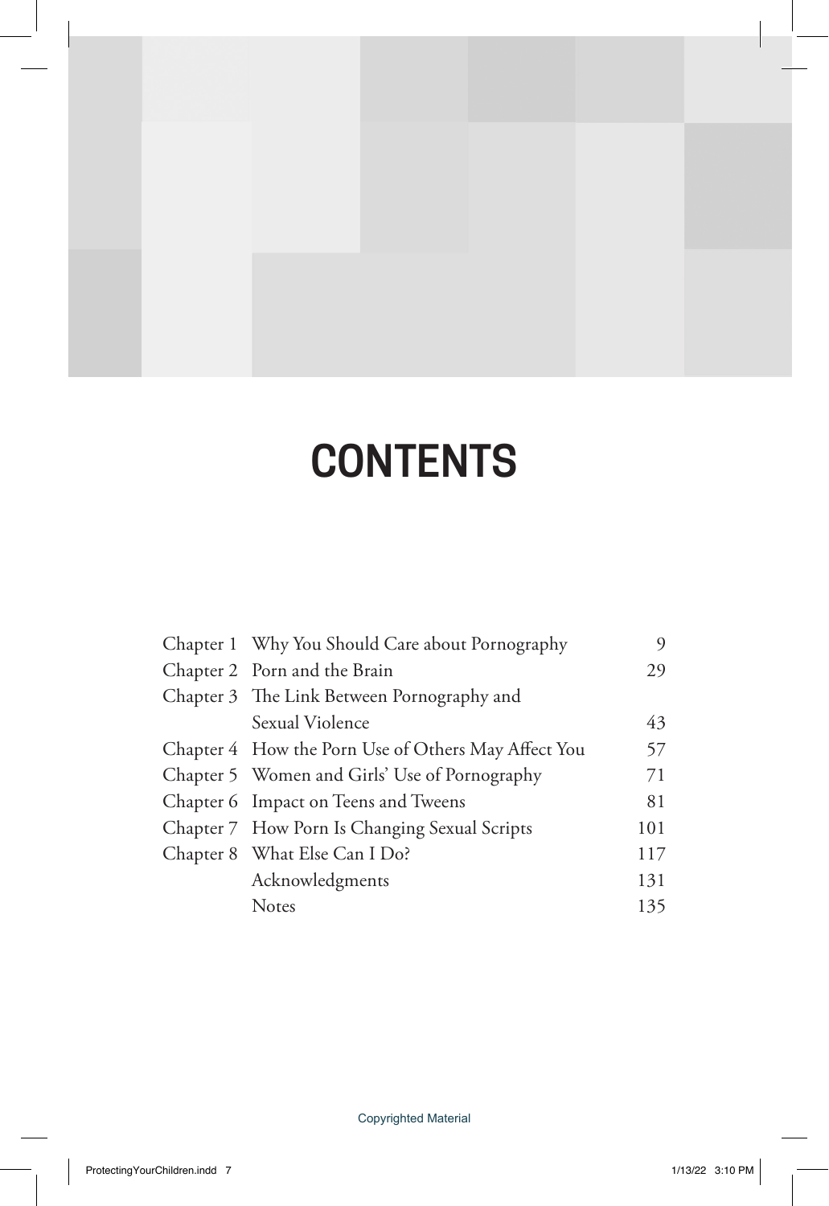# CONTENTS

| | | |
|---|---|---|
| Chapter 1 | Why You Should Care about Pornography | 9 |
| Chapter 2 | Porn and the Brain | 29 |
| Chapter 3 | The Link Between Pornography and Sexual Violence | 43 |
| Chapter 4 | How the Porn Use of Others May Affect You | 57 |
| Chapter 5 | Women and Girls' Use of Pornography | 71 |
| Chapter 6 | Impact on Teens and Tweens | 81 |
| Chapter 7 | How Porn Is Changing Sexual Scripts | 101 |
| Chapter 8 | What Else Can I Do? | 117 |
| | Acknowledgments | 131 |
| | Notes | 135 |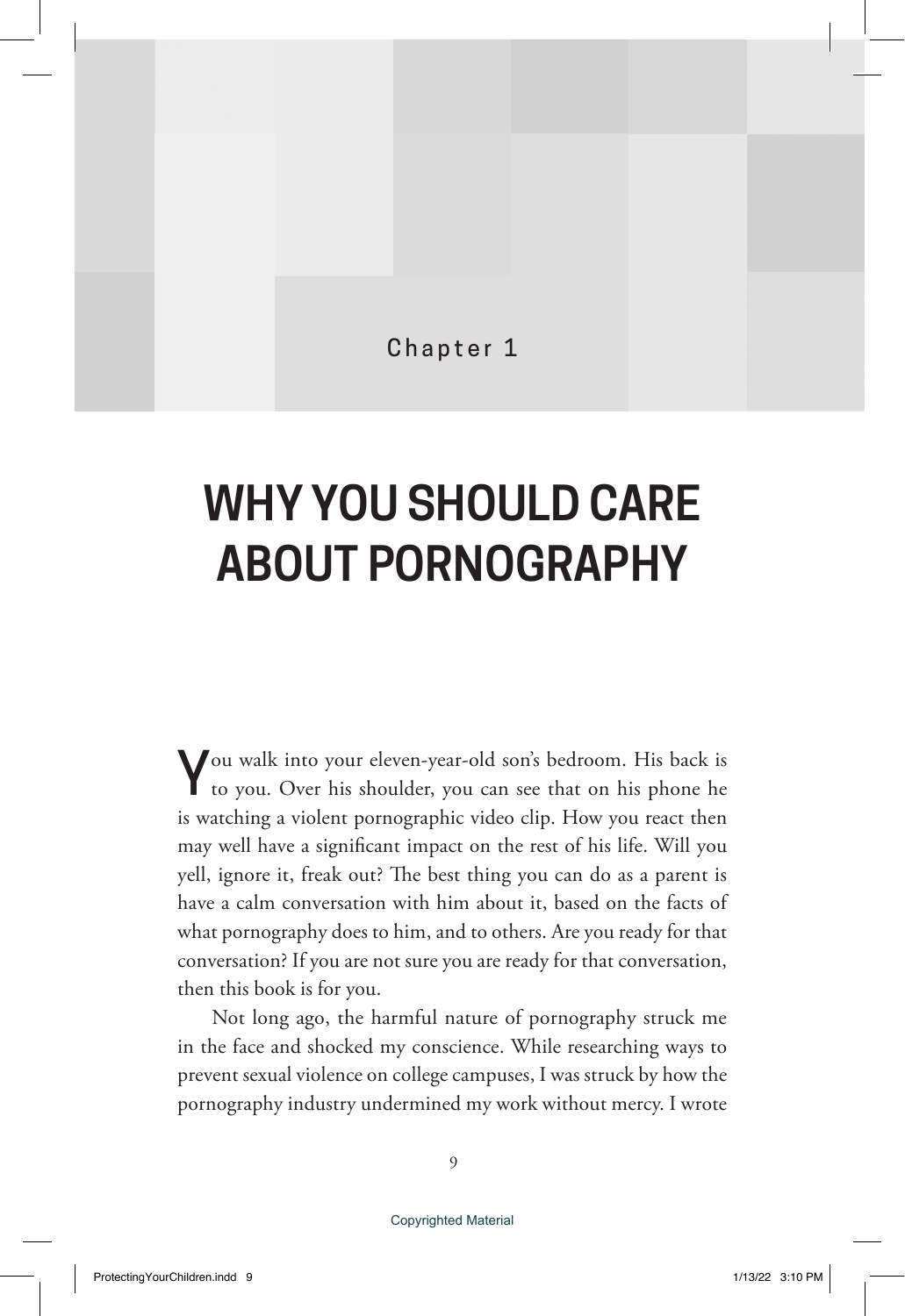Chapter 1

# WHY YOU SHOULD CARE ABOUT PORNOGRAPHY

You walk into your eleven-year-old son's bedroom. His back is to you. Over his shoulder, you can see that on his phone he is watching a violent pornographic video clip. How you react then may well have a significant impact on the rest of his life. Will you yell, ignore it, freak out? The best thing you can do as a parent is have a calm conversation with him about it, based on the facts of what pornography does to him, and to others. Are you ready for that conversation? If you are not sure you are ready for that conversation, then this book is for you.

Not long ago, the harmful nature of pornography struck me in the face and shocked my conscience. While researching ways to prevent sexual violence on college campuses, I was struck by how the pornography industry undermined my work without mercy. I wrote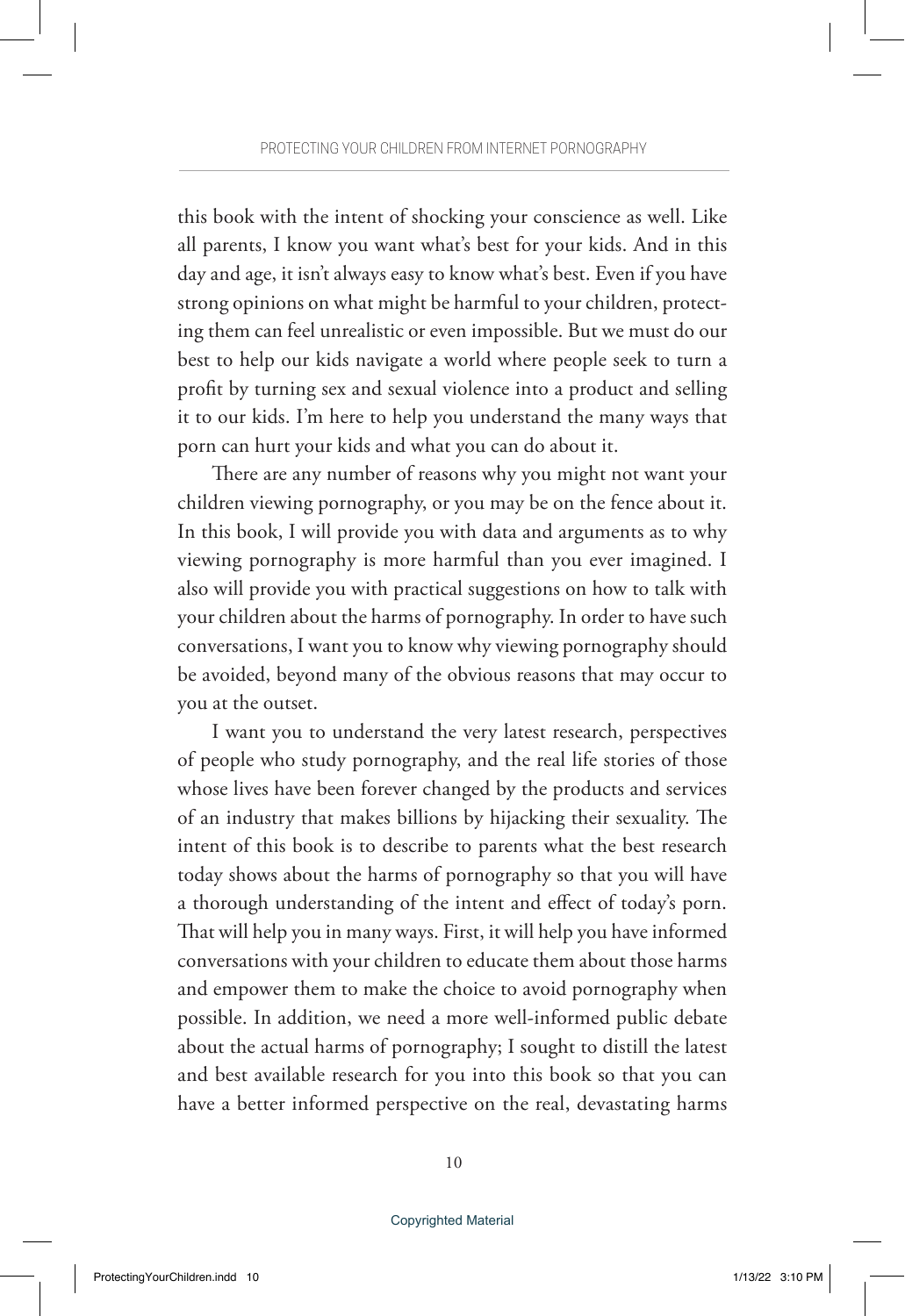this book with the intent of shocking your conscience as well. Like all parents, I know you want what's best for your kids. And in this day and age, it isn't always easy to know what's best. Even if you have strong opinions on what might be harmful to your children, protecting them can feel unrealistic or even impossible. But we must do our best to help our kids navigate a world where people seek to turn a profit by turning sex and sexual violence into a product and selling it to our kids. I'm here to help you understand the many ways that porn can hurt your kids and what you can do about it.

There are any number of reasons why you might not want your children viewing pornography, or you may be on the fence about it. In this book, I will provide you with data and arguments as to why viewing pornography is more harmful than you ever imagined. I also will provide you with practical suggestions on how to talk with your children about the harms of pornography. In order to have such conversations, I want you to know why viewing pornography should be avoided, beyond many of the obvious reasons that may occur to you at the outset.

I want you to understand the very latest research, perspectives of people who study pornography, and the real life stories of those whose lives have been forever changed by the products and services of an industry that makes billions by hijacking their sexuality. The intent of this book is to describe to parents what the best research today shows about the harms of pornography so that you will have a thorough understanding of the intent and effect of today's porn. That will help you in many ways. First, it will help you have informed conversations with your children to educate them about those harms and empower them to make the choice to avoid pornography when possible. In addition, we need a more well-informed public debate about the actual harms of pornography; I sought to distill the latest and best available research for you into this book so that you can have a better informed perspective on the real, devastating harms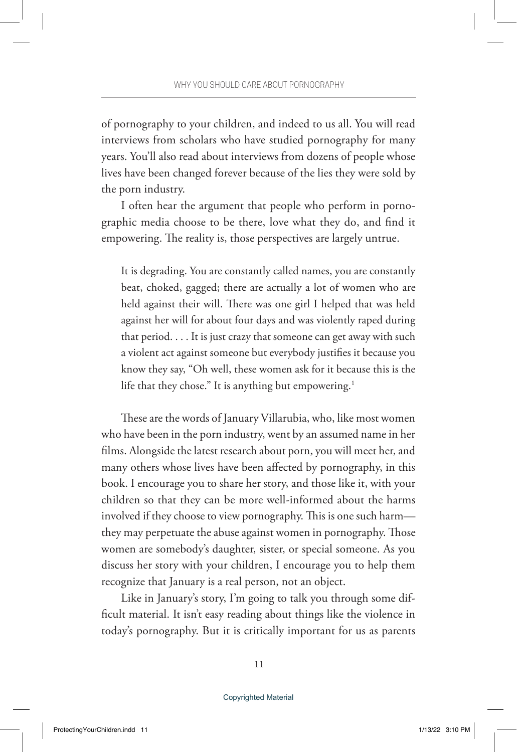of pornography to your children, and indeed to us all. You will read interviews from scholars who have studied pornography for many years. You'll also read about interviews from dozens of people whose lives have been changed forever because of the lies they were sold by the porn industry.

I often hear the argument that people who perform in pornographic media choose to be there, love what they do, and find it empowering. The reality is, those perspectives are largely untrue.

> It is degrading. You are constantly called names, you are constantly beat, choked, gagged; there are actually a lot of women who are held against their will. There was one girl I helped that was held against her will for about four days and was violently raped during that period. . . . It is just crazy that someone can get away with such a violent act against someone but everybody justifies it because you know they say, "Oh well, these women ask for it because this is the life that they chose." It is anything but empowering.[1]

These are the words of January Villarubia, who, like most women who have been in the porn industry, went by an assumed name in her films. Alongside the latest research about porn, you will meet her, and many others whose lives have been affected by pornography, in this book. I encourage you to share her story, and those like it, with your children so that they can be more well-informed about the harms involved if they choose to view pornography. This is one such harm—they may perpetuate the abuse against women in pornography. Those women are somebody's daughter, sister, or special someone. As you discuss her story with your children, I encourage you to help them recognize that January is a real person, not an object.

Like in January's story, I'm going to talk you through some difficult material. It isn't easy reading about things like the violence in today's pornography. But it is critically important for us as parents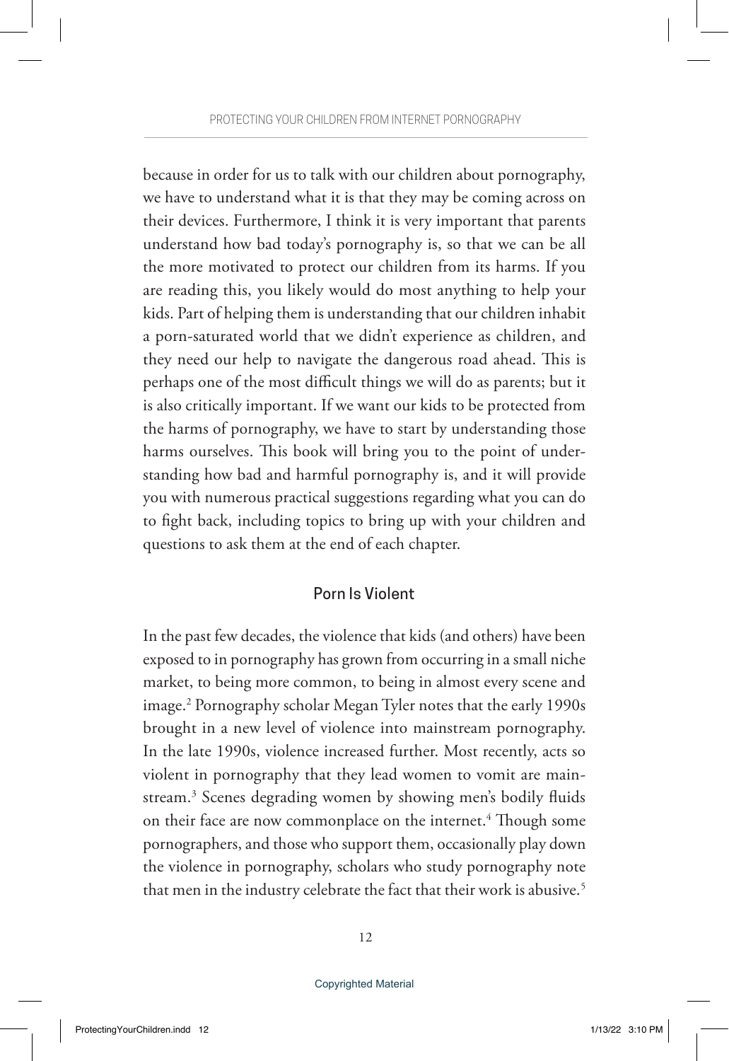because in order for us to talk with our children about pornography, we have to understand what it is that they may be coming across on their devices. Furthermore, I think it is very important that parents understand how bad today's pornography is, so that we can be all the more motivated to protect our children from its harms. If you are reading this, you likely would do most anything to help your kids. Part of helping them is understanding that our children inhabit a porn-saturated world that we didn't experience as children, and they need our help to navigate the dangerous road ahead. This is perhaps one of the most difficult things we will do as parents; but it is also critically important. If we want our kids to be protected from the harms of pornography, we have to start by understanding those harms ourselves. This book will bring you to the point of understanding how bad and harmful pornography is, and it will provide you with numerous practical suggestions regarding what you can do to fight back, including topics to bring up with your children and questions to ask them at the end of each chapter.

## Porn Is Violent

In the past few decades, the violence that kids (and others) have been exposed to in pornography has grown from occurring in a small niche market, to being more common, to being in almost every scene and image.[2] Pornography scholar Megan Tyler notes that the early 1990s brought in a new level of violence into mainstream pornography. In the late 1990s, violence increased further. Most recently, acts so violent in pornography that they lead women to vomit are mainstream.[3] Scenes degrading women by showing men's bodily fluids on their face are now commonplace on the internet.[4] Though some pornographers, and those who support them, occasionally play down the violence in pornography, scholars who study pornography note that men in the industry celebrate the fact that their work is abusive.[5]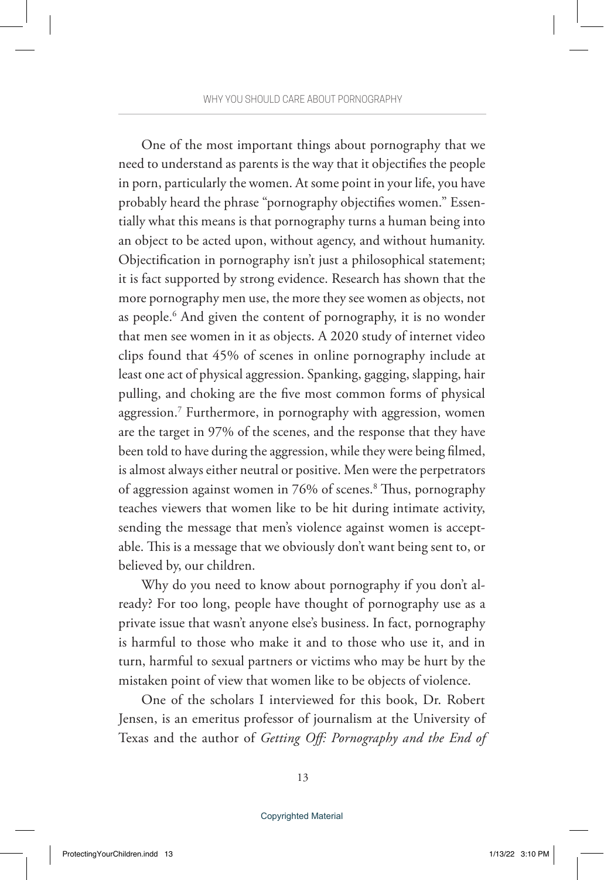One of the most important things about pornography that we need to understand as parents is the way that it objectifies the people in porn, particularly the women. At some point in your life, you have probably heard the phrase "pornography objectifies women." Essentially what this means is that pornography turns a human being into an object to be acted upon, without agency, and without humanity. Objectification in pornography isn't just a philosophical statement; it is fact supported by strong evidence. Research has shown that the more pornography men use, the more they see women as objects, not as people.[6] And given the content of pornography, it is no wonder that men see women in it as objects. A 2020 study of internet video clips found that 45% of scenes in online pornography include at least one act of physical aggression. Spanking, gagging, slapping, hair pulling, and choking are the five most common forms of physical aggression.[7] Furthermore, in pornography with aggression, women are the target in 97% of the scenes, and the response that they have been told to have during the aggression, while they were being filmed, is almost always either neutral or positive. Men were the perpetrators of aggression against women in 76% of scenes.[8] Thus, pornography teaches viewers that women like to be hit during intimate activity, sending the message that men's violence against women is acceptable. This is a message that we obviously don't want being sent to, or believed by, our children.

Why do you need to know about pornography if you don't already? For too long, people have thought of pornography use as a private issue that wasn't anyone else's business. In fact, pornography is harmful to those who make it and to those who use it, and in turn, harmful to sexual partners or victims who may be hurt by the mistaken point of view that women like to be objects of violence.

One of the scholars I interviewed for this book, Dr. Robert Jensen, is an emeritus professor of journalism at the University of Texas and the author of *Getting Off: Pornography and the End of*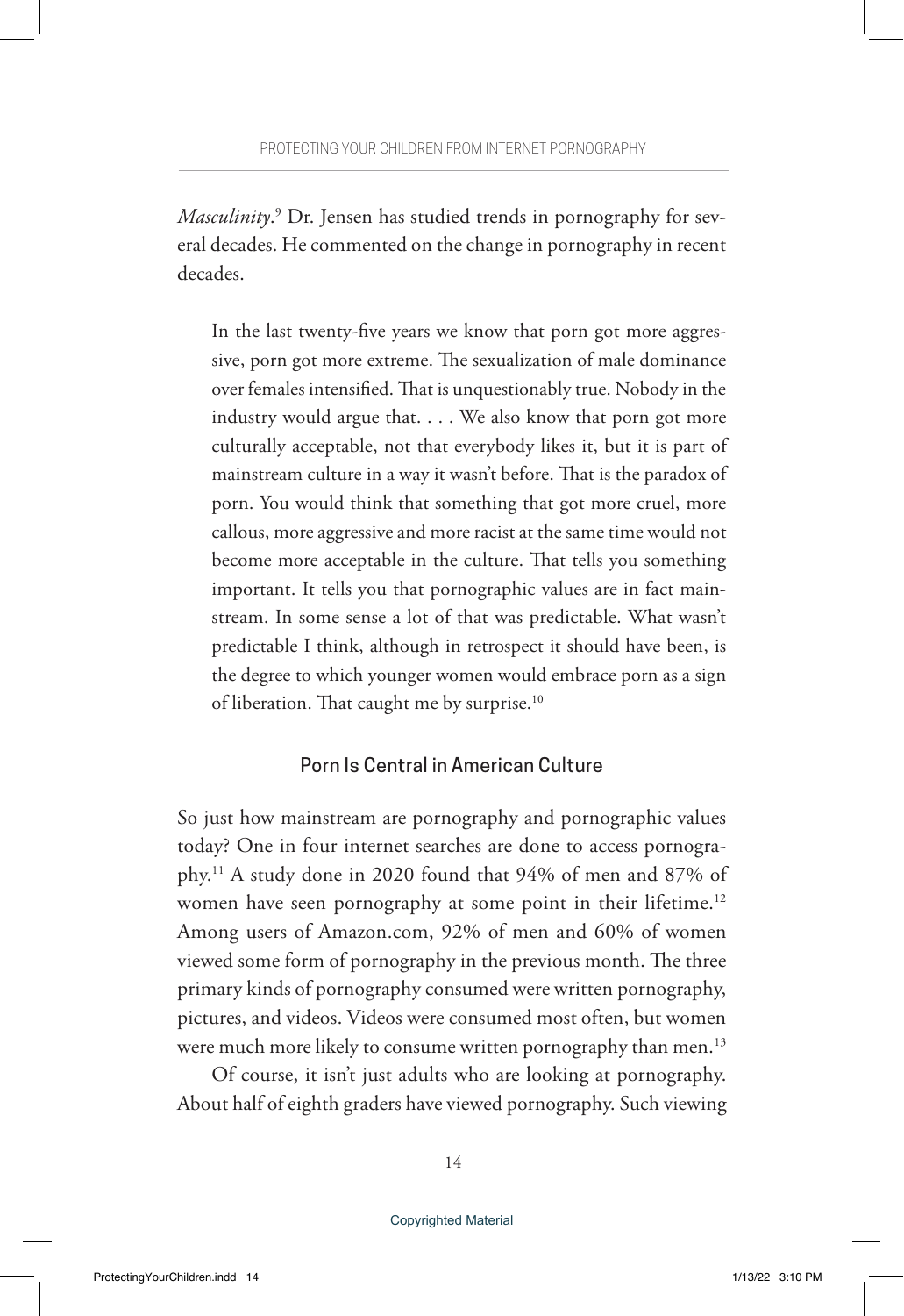*Masculinity*.[9] Dr. Jensen has studied trends in pornography for several decades. He commented on the change in pornography in recent decades.

> In the last twenty-five years we know that porn got more aggressive, porn got more extreme. The sexualization of male dominance over females intensified. That is unquestionably true. Nobody in the industry would argue that. . . . We also know that porn got more culturally acceptable, not that everybody likes it, but it is part of mainstream culture in a way it wasn't before. That is the paradox of porn. You would think that something that got more cruel, more callous, more aggressive and more racist at the same time would not become more acceptable in the culture. That tells you something important. It tells you that pornographic values are in fact mainstream. In some sense a lot of that was predictable. What wasn't predictable I think, although in retrospect it should have been, is the degree to which younger women would embrace porn as a sign of liberation. That caught me by surprise.[10]

## Porn Is Central in American Culture

So just how mainstream are pornography and pornographic values today? One in four internet searches are done to access pornography.[11] A study done in 2020 found that 94% of men and 87% of women have seen pornography at some point in their lifetime.[12] Among users of Amazon.com, 92% of men and 60% of women viewed some form of pornography in the previous month. The three primary kinds of pornography consumed were written pornography, pictures, and videos. Videos were consumed most often, but women were much more likely to consume written pornography than men.[13]

Of course, it isn't just adults who are looking at pornography. About half of eighth graders have viewed pornography. Such viewing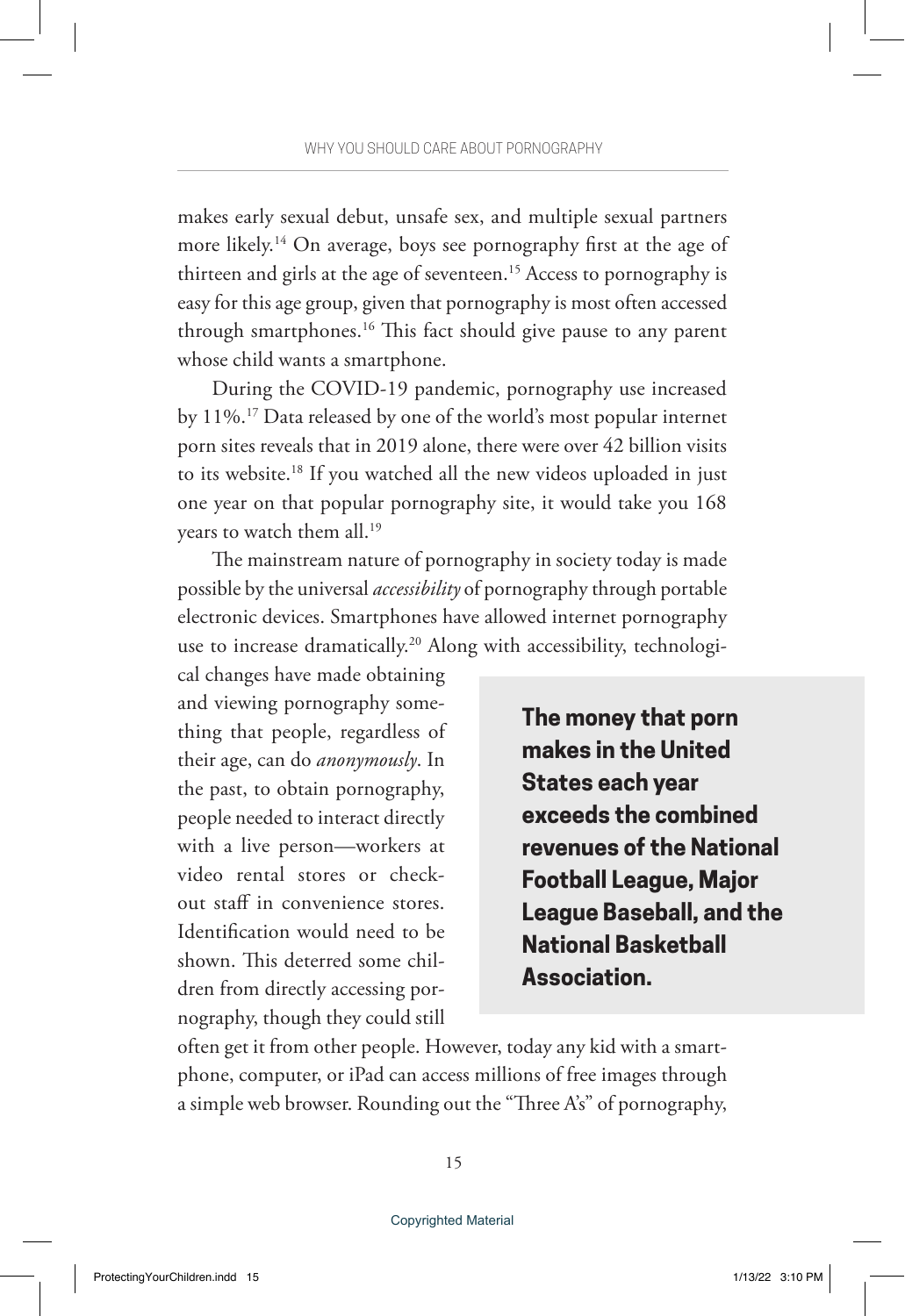makes early sexual debut, unsafe sex, and multiple sexual partners more likely.[14] On average, boys see pornography first at the age of thirteen and girls at the age of seventeen.[15] Access to pornography is easy for this age group, given that pornography is most often accessed through smartphones.[16] This fact should give pause to any parent whose child wants a smartphone.

During the COVID-19 pandemic, pornography use increased by 11%.[17] Data released by one of the world's most popular internet porn sites reveals that in 2019 alone, there were over 42 billion visits to its website.[18] If you watched all the new videos uploaded in just one year on that popular pornography site, it would take you 168 years to watch them all.[19]

The mainstream nature of pornography in society today is made possible by the universal *accessibility* of pornography through portable electronic devices. Smartphones have allowed internet pornography use to increase dramatically.[20] Along with accessibility, technological changes have made obtaining and viewing pornography something that people, regardless of their age, can do *anonymously*. In the past, to obtain pornography, people needed to interact directly with a live person—workers at video rental stores or checkout staff in convenience stores. Identification would need to be shown. This deterred some children from directly accessing pornography, though they could still often get it from other people. However, today any kid with a smartphone, computer, or iPad can access millions of free images through a simple web browser. Rounding out the "Three A's" of pornography,

> **The money that porn makes in the United States each year exceeds the combined revenues of the National Football League, Major League Baseball, and the National Basketball Association.**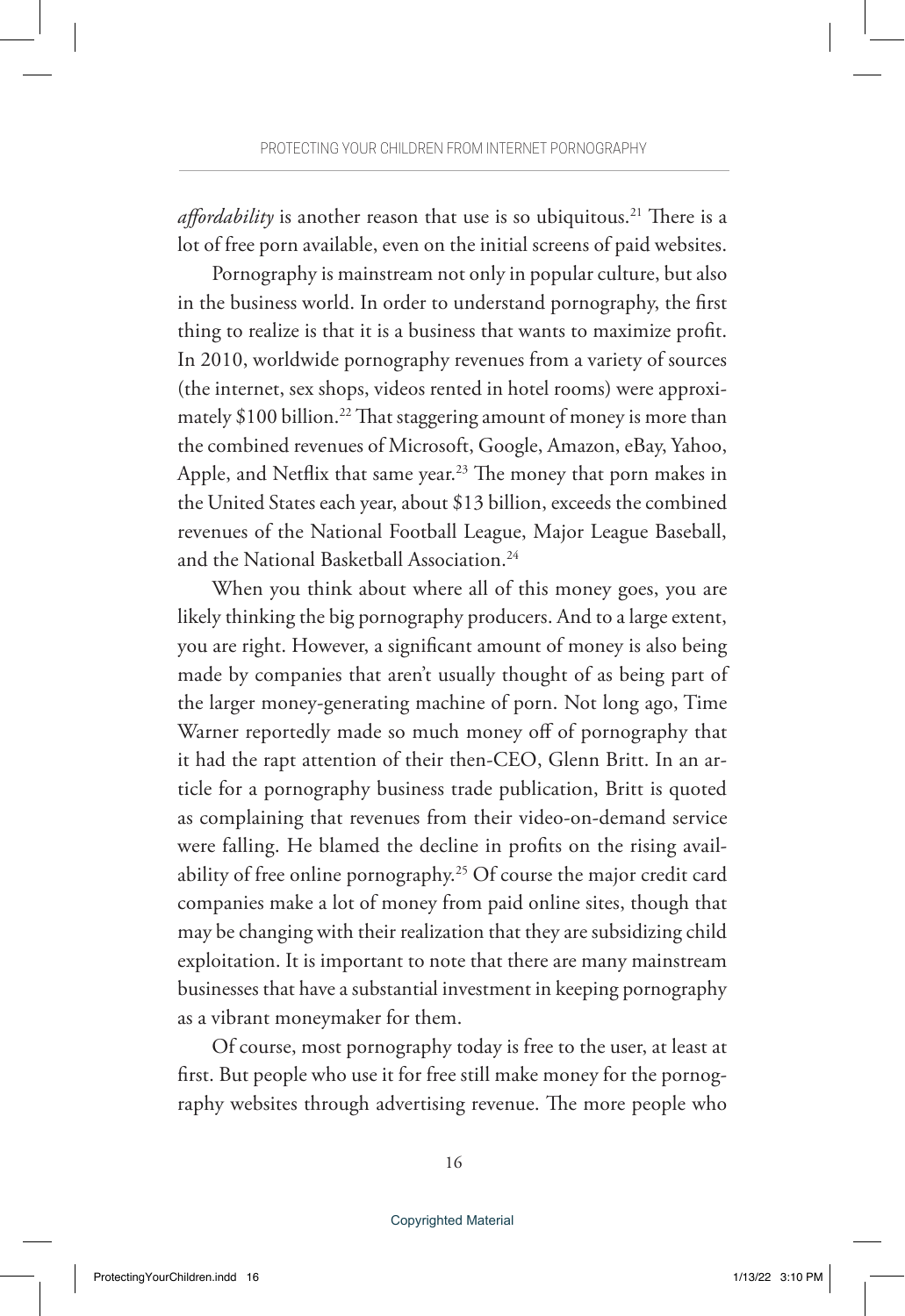*affordability* is another reason that use is so ubiquitous.[21] There is a lot of free porn available, even on the initial screens of paid websites.

Pornography is mainstream not only in popular culture, but also in the business world. In order to understand pornography, the first thing to realize is that it is a business that wants to maximize profit. In 2010, worldwide pornography revenues from a variety of sources (the internet, sex shops, videos rented in hotel rooms) were approximately $100 billion.[22] That staggering amount of money is more than the combined revenues of Microsoft, Google, Amazon, eBay, Yahoo, Apple, and Netflix that same year.[23] The money that porn makes in the United States each year, about $13 billion, exceeds the combined revenues of the National Football League, Major League Baseball, and the National Basketball Association.[24]

When you think about where all of this money goes, you are likely thinking the big pornography producers. And to a large extent, you are right. However, a significant amount of money is also being made by companies that aren't usually thought of as being part of the larger money-generating machine of porn. Not long ago, Time Warner reportedly made so much money off of pornography that it had the rapt attention of their then-CEO, Glenn Britt. In an article for a pornography business trade publication, Britt is quoted as complaining that revenues from their video-on-demand service were falling. He blamed the decline in profits on the rising availability of free online pornography.[25] Of course the major credit card companies make a lot of money from paid online sites, though that may be changing with their realization that they are subsidizing child exploitation. It is important to note that there are many mainstream businesses that have a substantial investment in keeping pornography as a vibrant moneymaker for them.

Of course, most pornography today is free to the user, at least at first. But people who use it for free still make money for the pornography websites through advertising revenue. The more people who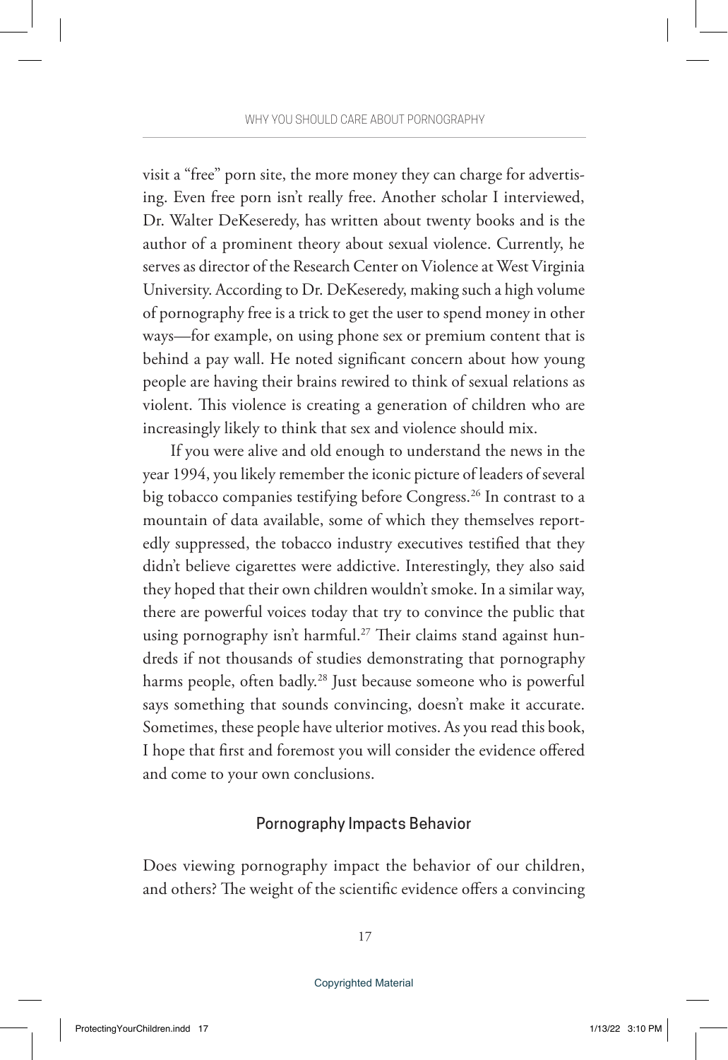visit a "free" porn site, the more money they can charge for advertising. Even free porn isn't really free. Another scholar I interviewed, Dr. Walter DeKeseredy, has written about twenty books and is the author of a prominent theory about sexual violence. Currently, he serves as director of the Research Center on Violence at West Virginia University. According to Dr. DeKeseredy, making such a high volume of pornography free is a trick to get the user to spend money in other ways—for example, on using phone sex or premium content that is behind a pay wall. He noted significant concern about how young people are having their brains rewired to think of sexual relations as violent. This violence is creating a generation of children who are increasingly likely to think that sex and violence should mix.

If you were alive and old enough to understand the news in the year 1994, you likely remember the iconic picture of leaders of several big tobacco companies testifying before Congress.[26] In contrast to a mountain of data available, some of which they themselves reportedly suppressed, the tobacco industry executives testified that they didn't believe cigarettes were addictive. Interestingly, they also said they hoped that their own children wouldn't smoke. In a similar way, there are powerful voices today that try to convince the public that using pornography isn't harmful.[27] Their claims stand against hundreds if not thousands of studies demonstrating that pornography harms people, often badly.[28] Just because someone who is powerful says something that sounds convincing, doesn't make it accurate. Sometimes, these people have ulterior motives. As you read this book, I hope that first and foremost you will consider the evidence offered and come to your own conclusions.

### Pornography Impacts Behavior

Does viewing pornography impact the behavior of our children, and others? The weight of the scientific evidence offers a convincing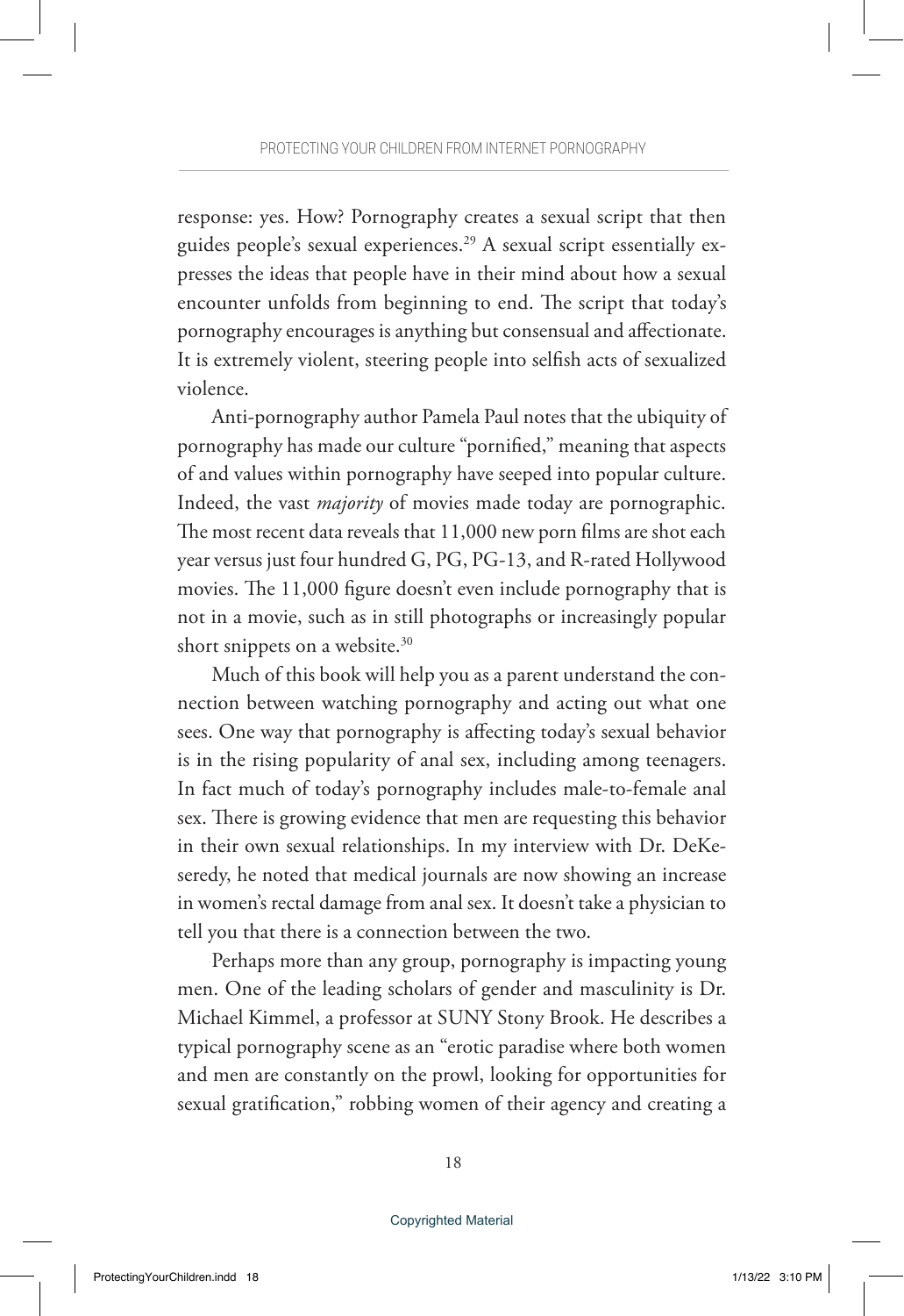response: yes. How? Pornography creates a sexual script that then guides people's sexual experiences.[29] A sexual script essentially expresses the ideas that people have in their mind about how a sexual encounter unfolds from beginning to end. The script that today's pornography encourages is anything but consensual and affectionate. It is extremely violent, steering people into selfish acts of sexualized violence.

Anti-pornography author Pamela Paul notes that the ubiquity of pornography has made our culture "pornified," meaning that aspects of and values within pornography have seeped into popular culture. Indeed, the vast *majority* of movies made today are pornographic. The most recent data reveals that 11,000 new porn films are shot each year versus just four hundred G, PG, PG-13, and R-rated Hollywood movies. The 11,000 figure doesn't even include pornography that is not in a movie, such as in still photographs or increasingly popular short snippets on a website.[30]

Much of this book will help you as a parent understand the connection between watching pornography and acting out what one sees. One way that pornography is affecting today's sexual behavior is in the rising popularity of anal sex, including among teenagers. In fact much of today's pornography includes male-to-female anal sex. There is growing evidence that men are requesting this behavior in their own sexual relationships. In my interview with Dr. DeKeseredy, he noted that medical journals are now showing an increase in women's rectal damage from anal sex. It doesn't take a physician to tell you that there is a connection between the two.

Perhaps more than any group, pornography is impacting young men. One of the leading scholars of gender and masculinity is Dr. Michael Kimmel, a professor at SUNY Stony Brook. He describes a typical pornography scene as an "erotic paradise where both women and men are constantly on the prowl, looking for opportunities for sexual gratification," robbing women of their agency and creating a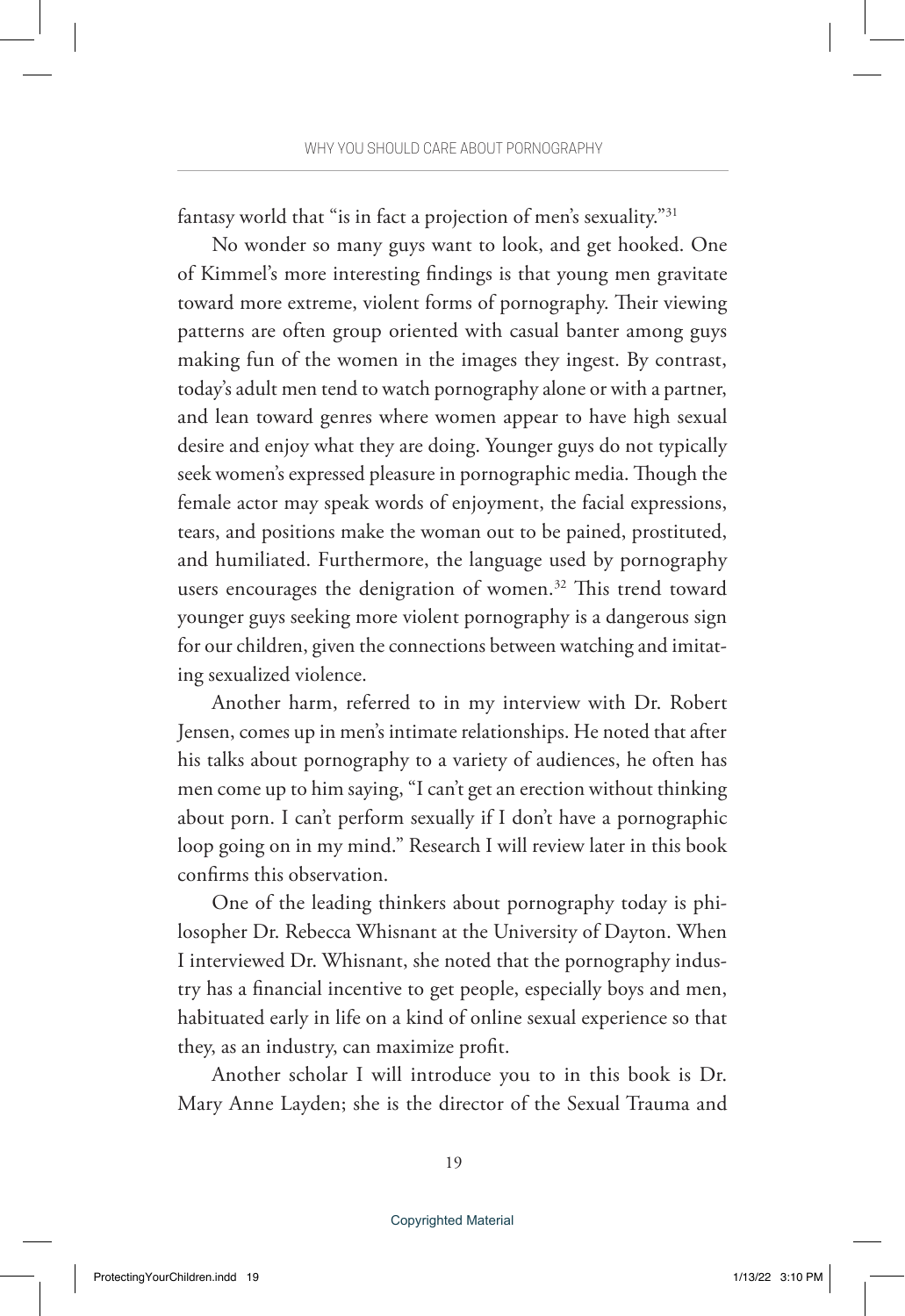fantasy world that "is in fact a projection of men's sexuality."[31]

No wonder so many guys want to look, and get hooked. One of Kimmel's more interesting findings is that young men gravitate toward more extreme, violent forms of pornography. Their viewing patterns are often group oriented with casual banter among guys making fun of the women in the images they ingest. By contrast, today's adult men tend to watch pornography alone or with a partner, and lean toward genres where women appear to have high sexual desire and enjoy what they are doing. Younger guys do not typically seek women's expressed pleasure in pornographic media. Though the female actor may speak words of enjoyment, the facial expressions, tears, and positions make the woman out to be pained, prostituted, and humiliated. Furthermore, the language used by pornography users encourages the denigration of women.[32] This trend toward younger guys seeking more violent pornography is a dangerous sign for our children, given the connections between watching and imitating sexualized violence.

Another harm, referred to in my interview with Dr. Robert Jensen, comes up in men's intimate relationships. He noted that after his talks about pornography to a variety of audiences, he often has men come up to him saying, "I can't get an erection without thinking about porn. I can't perform sexually if I don't have a pornographic loop going on in my mind." Research I will review later in this book confirms this observation.

One of the leading thinkers about pornography today is philosopher Dr. Rebecca Whisnant at the University of Dayton. When I interviewed Dr. Whisnant, she noted that the pornography industry has a financial incentive to get people, especially boys and men, habituated early in life on a kind of online sexual experience so that they, as an industry, can maximize profit.

Another scholar I will introduce you to in this book is Dr. Mary Anne Layden; she is the director of the Sexual Trauma and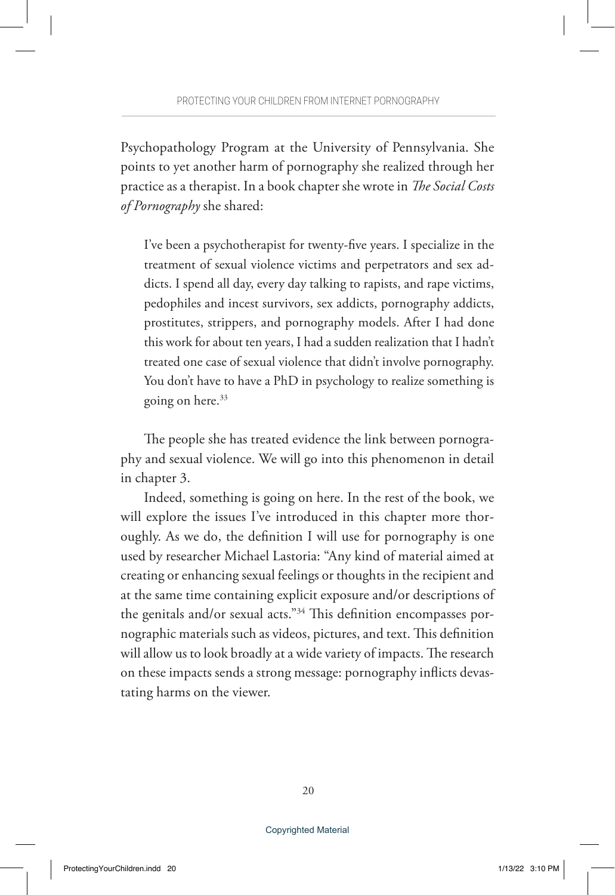Psychopathology Program at the University of Pennsylvania. She points to yet another harm of pornography she realized through her practice as a therapist. In a book chapter she wrote in *The Social Costs of Pornography* she shared:

> I've been a psychotherapist for twenty-five years. I specialize in the treatment of sexual violence victims and perpetrators and sex addicts. I spend all day, every day talking to rapists, and rape victims, pedophiles and incest survivors, sex addicts, pornography addicts, prostitutes, strippers, and pornography models. After I had done this work for about ten years, I had a sudden realization that I hadn't treated one case of sexual violence that didn't involve pornography. You don't have to have a PhD in psychology to realize something is going on here.[33]

The people she has treated evidence the link between pornography and sexual violence. We will go into this phenomenon in detail in chapter 3.

Indeed, something is going on here. In the rest of the book, we will explore the issues I've introduced in this chapter more thoroughly. As we do, the definition I will use for pornography is one used by researcher Michael Lastoria: "Any kind of material aimed at creating or enhancing sexual feelings or thoughts in the recipient and at the same time containing explicit exposure and/or descriptions of the genitals and/or sexual acts."[34] This definition encompasses pornographic materials such as videos, pictures, and text. This definition will allow us to look broadly at a wide variety of impacts. The research on these impacts sends a strong message: pornography inflicts devastating harms on the viewer.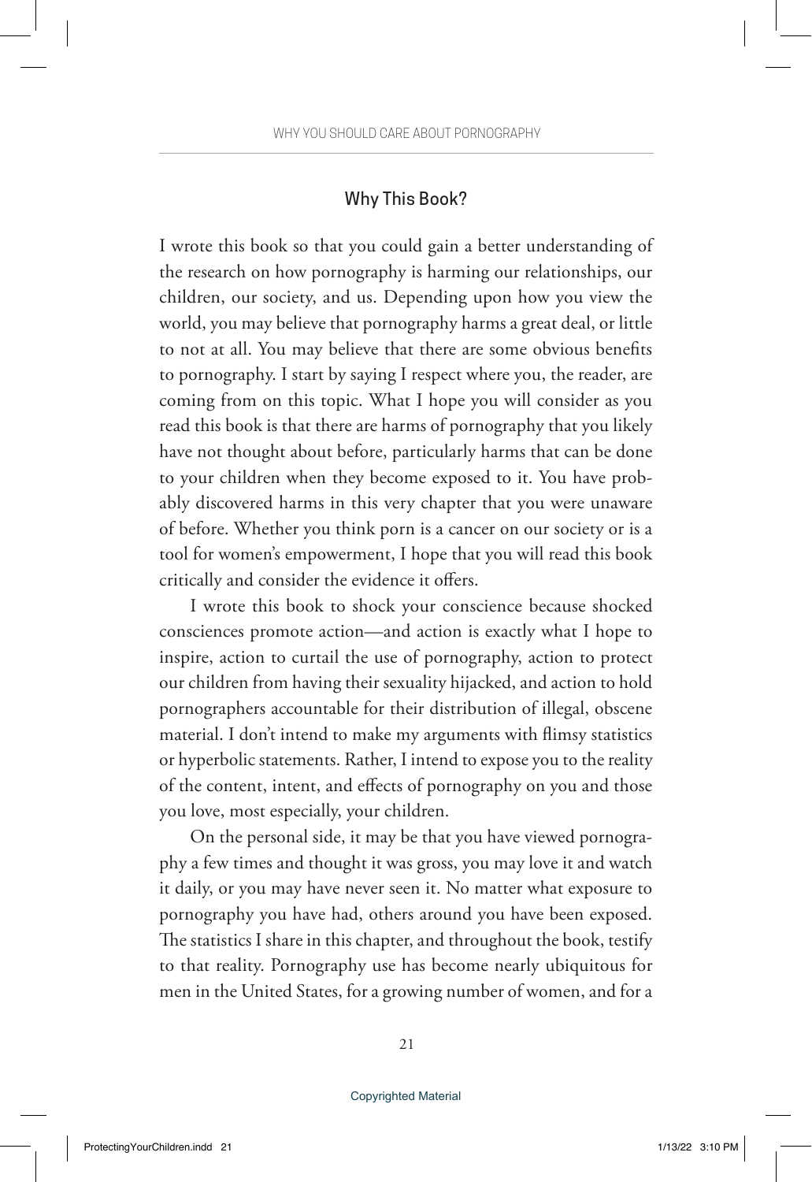## Why This Book?

I wrote this book so that you could gain a better understanding of the research on how pornography is harming our relationships, our children, our society, and us. Depending upon how you view the world, you may believe that pornography harms a great deal, or little to not at all. You may believe that there are some obvious benefits to pornography. I start by saying I respect where you, the reader, are coming from on this topic. What I hope you will consider as you read this book is that there are harms of pornography that you likely have not thought about before, particularly harms that can be done to your children when they become exposed to it. You have probably discovered harms in this very chapter that you were unaware of before. Whether you think porn is a cancer on our society or is a tool for women's empowerment, I hope that you will read this book critically and consider the evidence it offers.

I wrote this book to shock your conscience because shocked consciences promote action—and action is exactly what I hope to inspire, action to curtail the use of pornography, action to protect our children from having their sexuality hijacked, and action to hold pornographers accountable for their distribution of illegal, obscene material. I don't intend to make my arguments with flimsy statistics or hyperbolic statements. Rather, I intend to expose you to the reality of the content, intent, and effects of pornography on you and those you love, most especially, your children.

On the personal side, it may be that you have viewed pornography a few times and thought it was gross, you may love it and watch it daily, or you may have never seen it. No matter what exposure to pornography you have had, others around you have been exposed. The statistics I share in this chapter, and throughout the book, testify to that reality. Pornography use has become nearly ubiquitous for men in the United States, for a growing number of women, and for a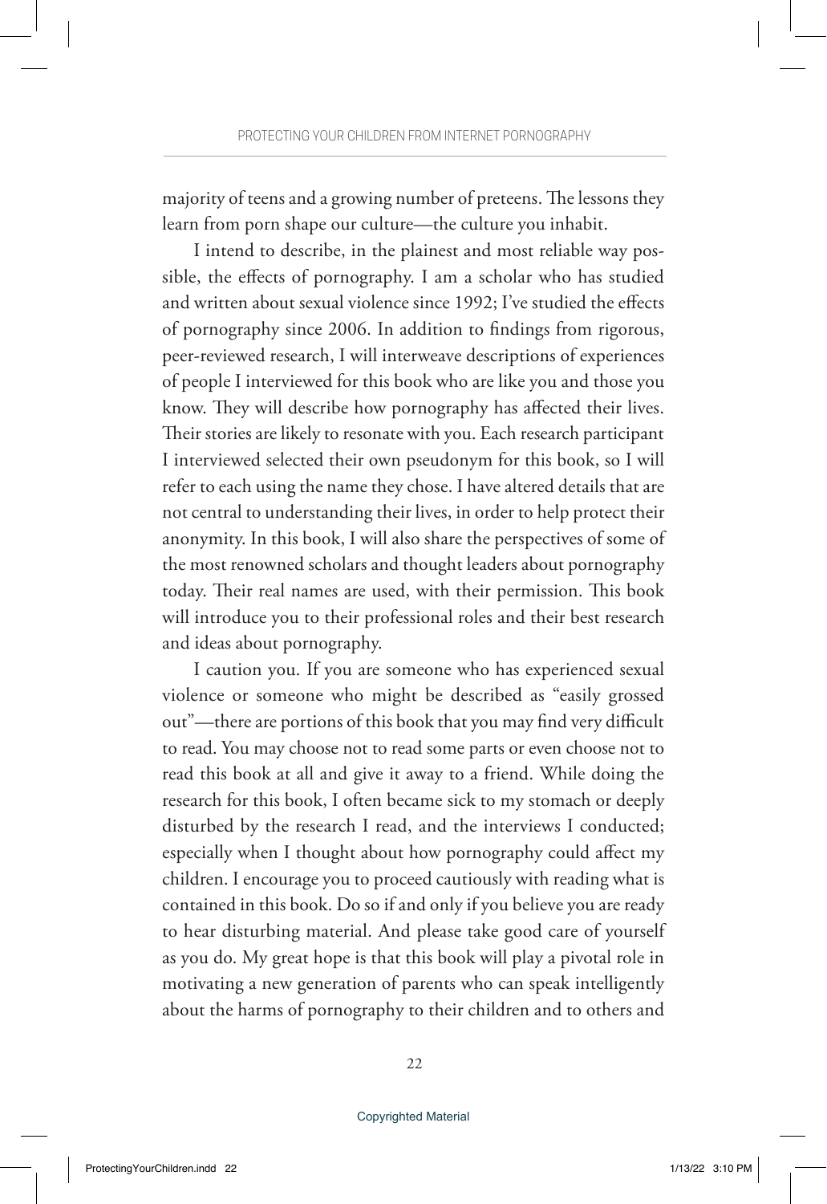majority of teens and a growing number of preteens. The lessons they learn from porn shape our culture—the culture you inhabit.

I intend to describe, in the plainest and most reliable way possible, the effects of pornography. I am a scholar who has studied and written about sexual violence since 1992; I've studied the effects of pornography since 2006. In addition to findings from rigorous, peer-reviewed research, I will interweave descriptions of experiences of people I interviewed for this book who are like you and those you know. They will describe how pornography has affected their lives. Their stories are likely to resonate with you. Each research participant I interviewed selected their own pseudonym for this book, so I will refer to each using the name they chose. I have altered details that are not central to understanding their lives, in order to help protect their anonymity. In this book, I will also share the perspectives of some of the most renowned scholars and thought leaders about pornography today. Their real names are used, with their permission. This book will introduce you to their professional roles and their best research and ideas about pornography.

I caution you. If you are someone who has experienced sexual violence or someone who might be described as "easily grossed out"—there are portions of this book that you may find very difficult to read. You may choose not to read some parts or even choose not to read this book at all and give it away to a friend. While doing the research for this book, I often became sick to my stomach or deeply disturbed by the research I read, and the interviews I conducted; especially when I thought about how pornography could affect my children. I encourage you to proceed cautiously with reading what is contained in this book. Do so if and only if you believe you are ready to hear disturbing material. And please take good care of yourself as you do. My great hope is that this book will play a pivotal role in motivating a new generation of parents who can speak intelligently about the harms of pornography to their children and to others and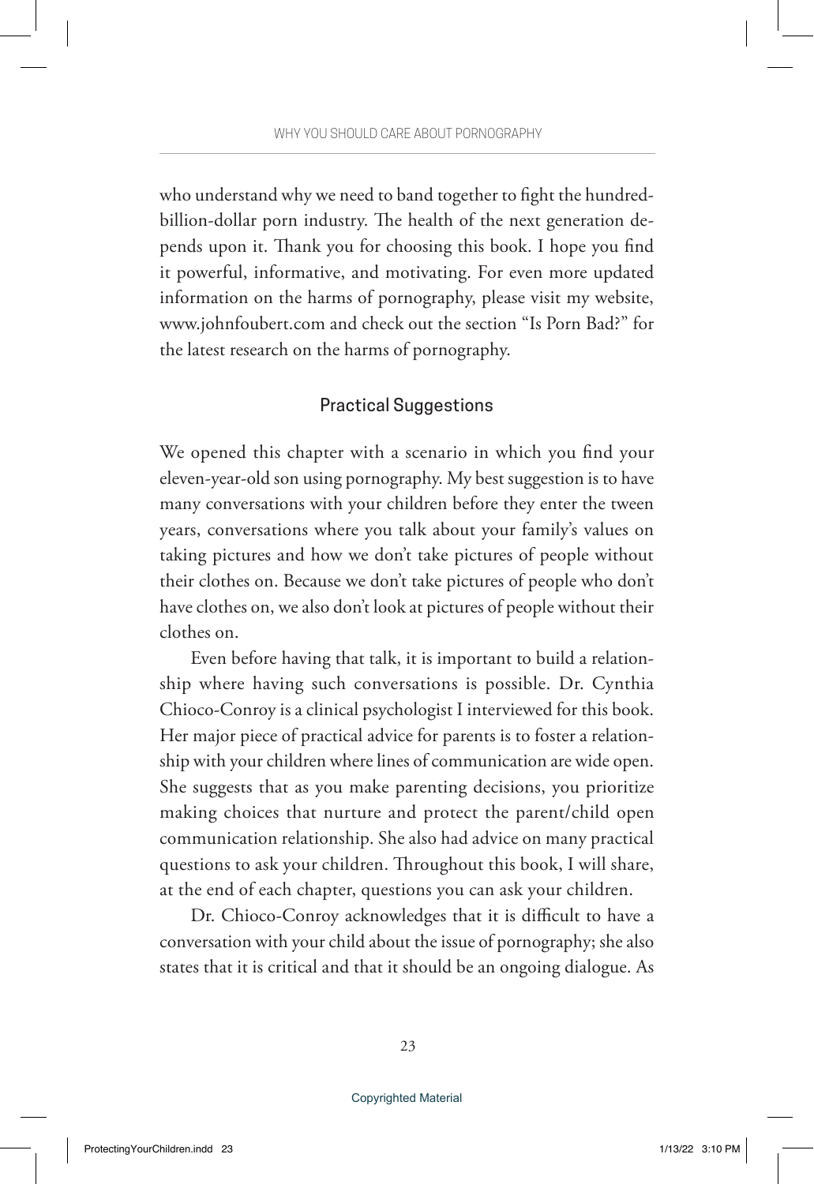who understand why we need to band together to fight the hundred-billion-dollar porn industry. The health of the next generation depends upon it. Thank you for choosing this book. I hope you find it powerful, informative, and motivating. For even more updated information on the harms of pornography, please visit my website, www.johnfoubert.com and check out the section "Is Porn Bad?" for the latest research on the harms of pornography.

## Practical Suggestions

We opened this chapter with a scenario in which you find your eleven-year-old son using pornography. My best suggestion is to have many conversations with your children before they enter the tween years, conversations where you talk about your family's values on taking pictures and how we don't take pictures of people without their clothes on. Because we don't take pictures of people who don't have clothes on, we also don't look at pictures of people without their clothes on.

Even before having that talk, it is important to build a relationship where having such conversations is possible. Dr. Cynthia Chioco-Conroy is a clinical psychologist I interviewed for this book. Her major piece of practical advice for parents is to foster a relationship with your children where lines of communication are wide open. She suggests that as you make parenting decisions, you prioritize making choices that nurture and protect the parent/child open communication relationship. She also had advice on many practical questions to ask your children. Throughout this book, I will share, at the end of each chapter, questions you can ask your children.

Dr. Chioco-Conroy acknowledges that it is difficult to have a conversation with your child about the issue of pornography; she also states that it is critical and that it should be an ongoing dialogue. As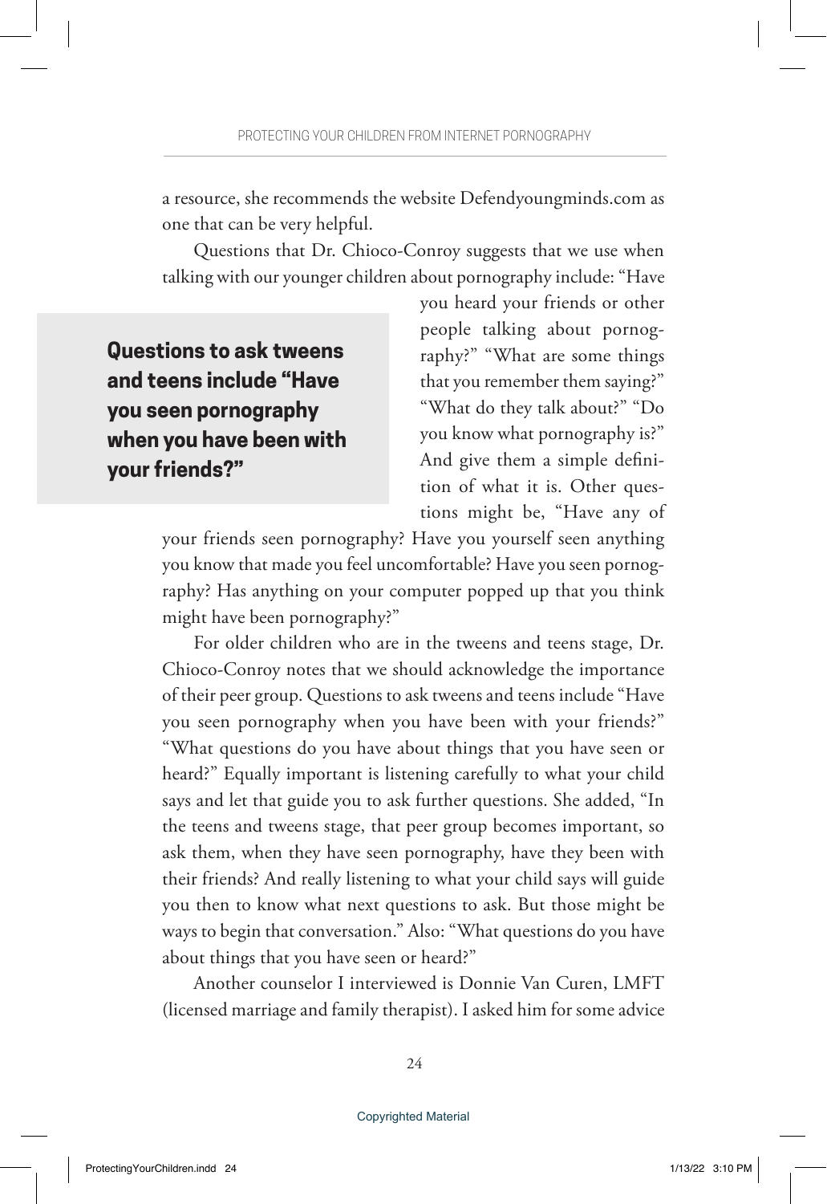a resource, she recommends the website Defendyoungminds.com as one that can be very helpful.

Questions that Dr. Chioco-Conroy suggests that we use when talking with our younger children about pornography include: "Have you heard your friends or other people talking about pornography?" "What are some things that you remember them saying?" "What do they talk about?" "Do you know what pornography is?" And give them a simple definition of what it is. Other questions might be, "Have any of your friends seen pornography? Have you yourself seen anything you know that made you feel uncomfortable? Have you seen pornography? Has anything on your computer popped up that you think might have been pornography?"

> **Questions to ask tweens and teens include "Have you seen pornography when you have been with your friends?"**

For older children who are in the tweens and teens stage, Dr. Chioco-Conroy notes that we should acknowledge the importance of their peer group. Questions to ask tweens and teens include "Have you seen pornography when you have been with your friends?" "What questions do you have about things that you have seen or heard?" Equally important is listening carefully to what your child says and let that guide you to ask further questions. She added, "In the teens and tweens stage, that peer group becomes important, so ask them, when they have seen pornography, have they been with their friends? And really listening to what your child says will guide you then to know what next questions to ask. But those might be ways to begin that conversation." Also: "What questions do you have about things that you have seen or heard?"

Another counselor I interviewed is Donnie Van Curen, LMFT (licensed marriage and family therapist). I asked him for some advice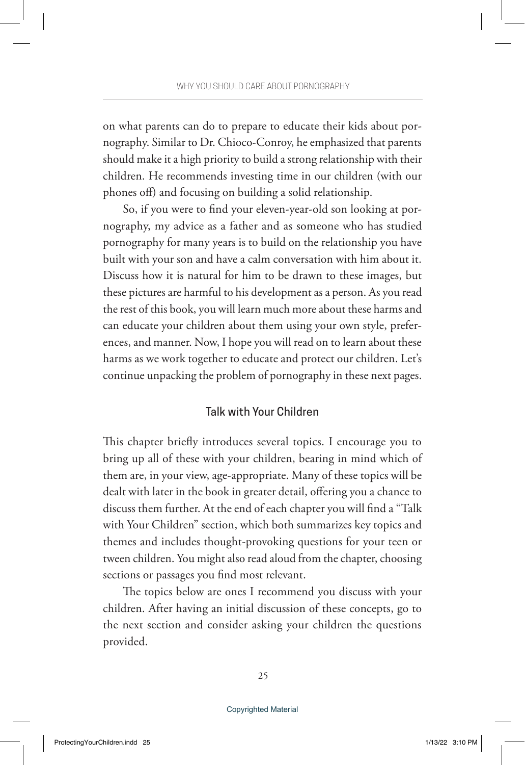on what parents can do to prepare to educate their kids about pornography. Similar to Dr. Chioco-Conroy, he emphasized that parents should make it a high priority to build a strong relationship with their children. He recommends investing time in our children (with our phones off) and focusing on building a solid relationship.

So, if you were to find your eleven-year-old son looking at pornography, my advice as a father and as someone who has studied pornography for many years is to build on the relationship you have built with your son and have a calm conversation with him about it. Discuss how it is natural for him to be drawn to these images, but these pictures are harmful to his development as a person. As you read the rest of this book, you will learn much more about these harms and can educate your children about them using your own style, preferences, and manner. Now, I hope you will read on to learn about these harms as we work together to educate and protect our children. Let's continue unpacking the problem of pornography in these next pages.

## Talk with Your Children

This chapter briefly introduces several topics. I encourage you to bring up all of these with your children, bearing in mind which of them are, in your view, age-appropriate. Many of these topics will be dealt with later in the book in greater detail, offering you a chance to discuss them further. At the end of each chapter you will find a "Talk with Your Children" section, which both summarizes key topics and themes and includes thought-provoking questions for your teen or tween children. You might also read aloud from the chapter, choosing sections or passages you find most relevant.

The topics below are ones I recommend you discuss with your children. After having an initial discussion of these concepts, go to the next section and consider asking your children the questions provided.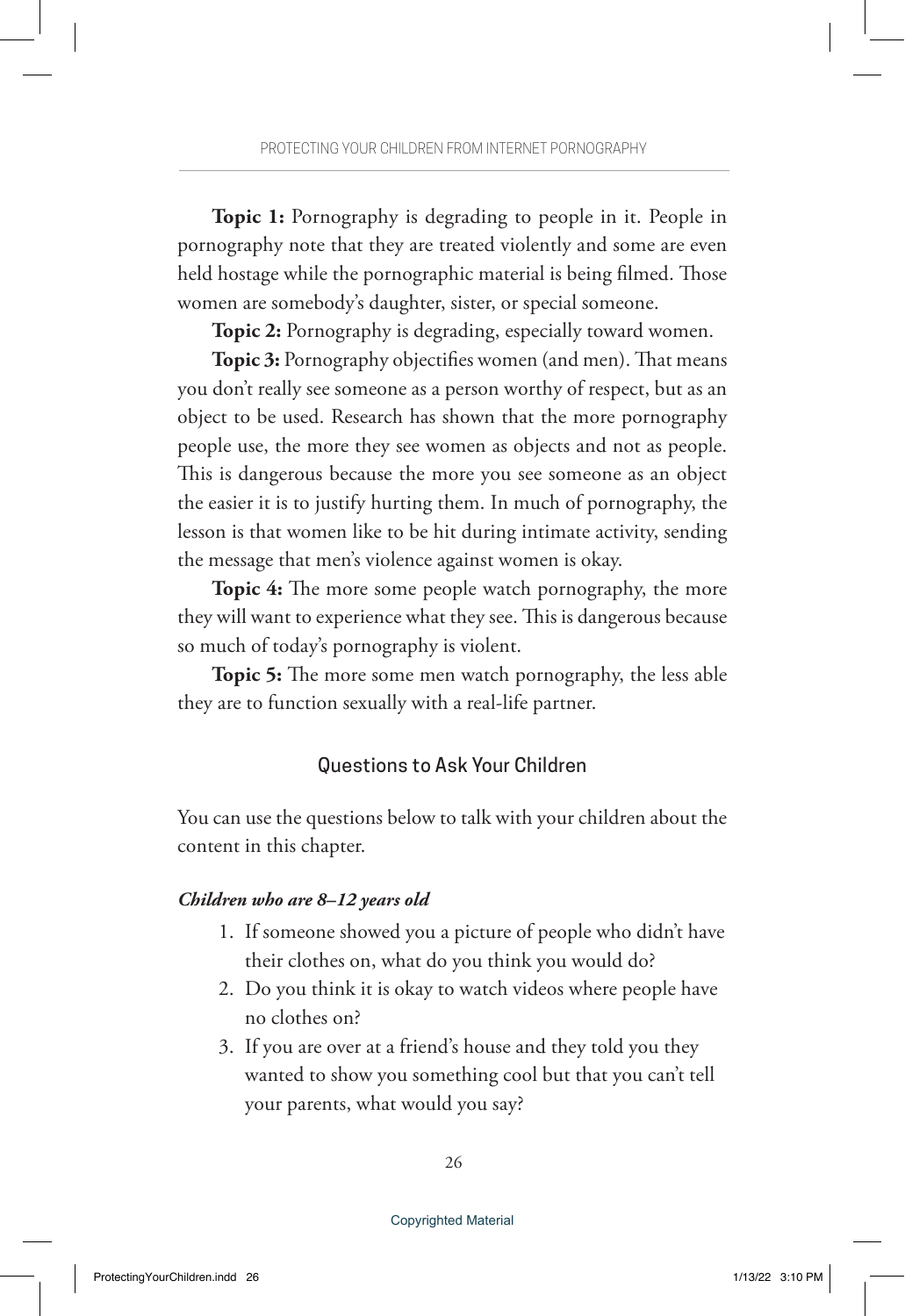**Topic 1:** Pornography is degrading to people in it. People in pornography note that they are treated violently and some are even held hostage while the pornographic material is being filmed. Those women are somebody's daughter, sister, or special someone.

**Topic 2:** Pornography is degrading, especially toward women.

**Topic 3:** Pornography objectifies women (and men). That means you don't really see someone as a person worthy of respect, but as an object to be used. Research has shown that the more pornography people use, the more they see women as objects and not as people. This is dangerous because the more you see someone as an object the easier it is to justify hurting them. In much of pornography, the lesson is that women like to be hit during intimate activity, sending the message that men's violence against women is okay.

**Topic 4:** The more some people watch pornography, the more they will want to experience what they see. This is dangerous because so much of today's pornography is violent.

**Topic 5:** The more some men watch pornography, the less able they are to function sexually with a real-life partner.

## Questions to Ask Your Children

You can use the questions below to talk with your children about the content in this chapter.

***Children who are 8–12 years old***

1. If someone showed you a picture of people who didn't have their clothes on, what do you think you would do?
2. Do you think it is okay to watch videos where people have no clothes on?
3. If you are over at a friend's house and they told you they wanted to show you something cool but that you can't tell your parents, what would you say?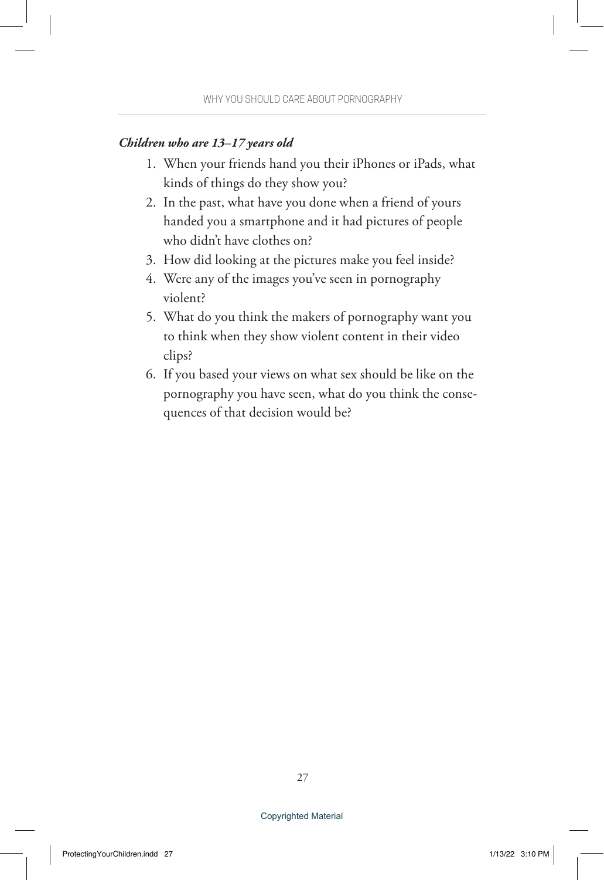***Children who are 13–17 years old***

1. When your friends hand you their iPhones or iPads, what kinds of things do they show you?
2. In the past, what have you done when a friend of yours handed you a smartphone and it had pictures of people who didn't have clothes on?
3. How did looking at the pictures make you feel inside?
4. Were any of the images you've seen in pornography violent?
5. What do you think the makers of pornography want you to think when they show violent content in their video clips?
6. If you based your views on what sex should be like on the pornography you have seen, what do you think the consequences of that decision would be?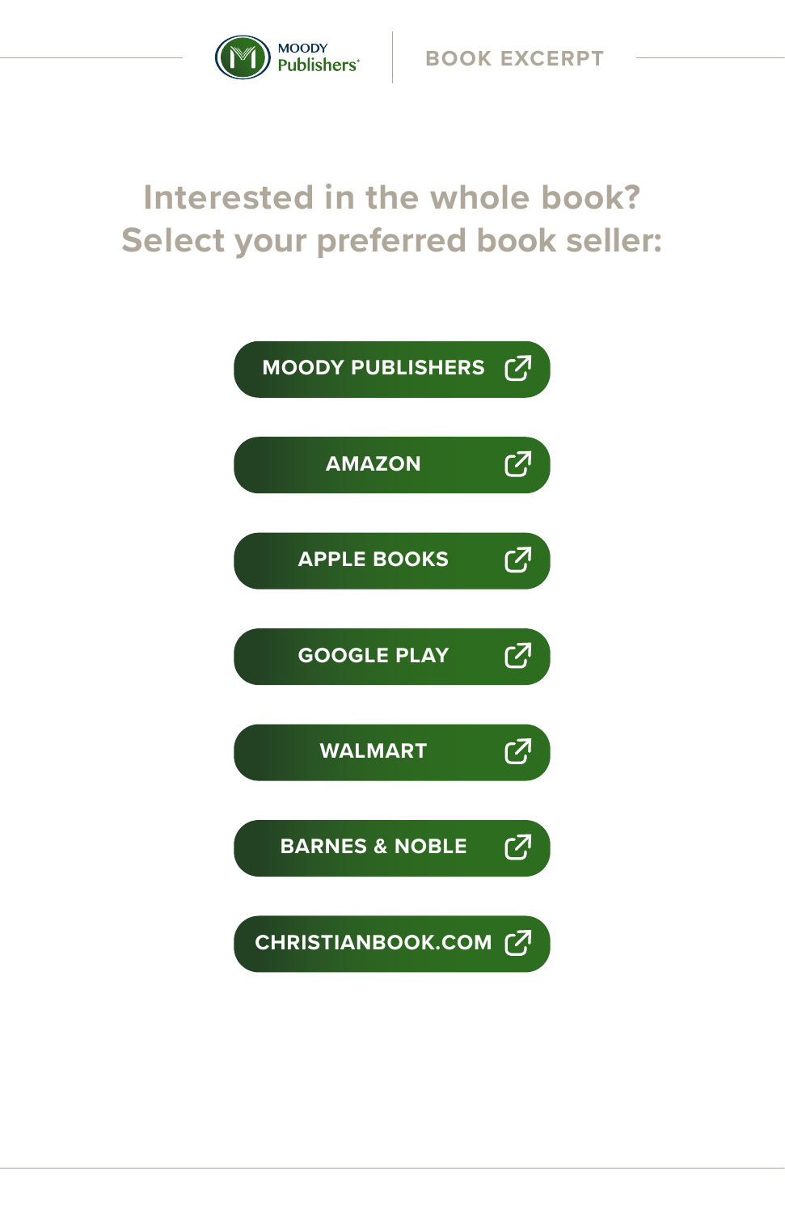MOODY Publishers | BOOK EXCERPT

## Interested in the whole book? Select your preferred book seller:

- MOODY PUBLISHERS
- AMAZON
- APPLE BOOKS
- GOOGLE PLAY
- WALMART
- BARNES & NOBLE
- CHRISTIANBOOK.COM